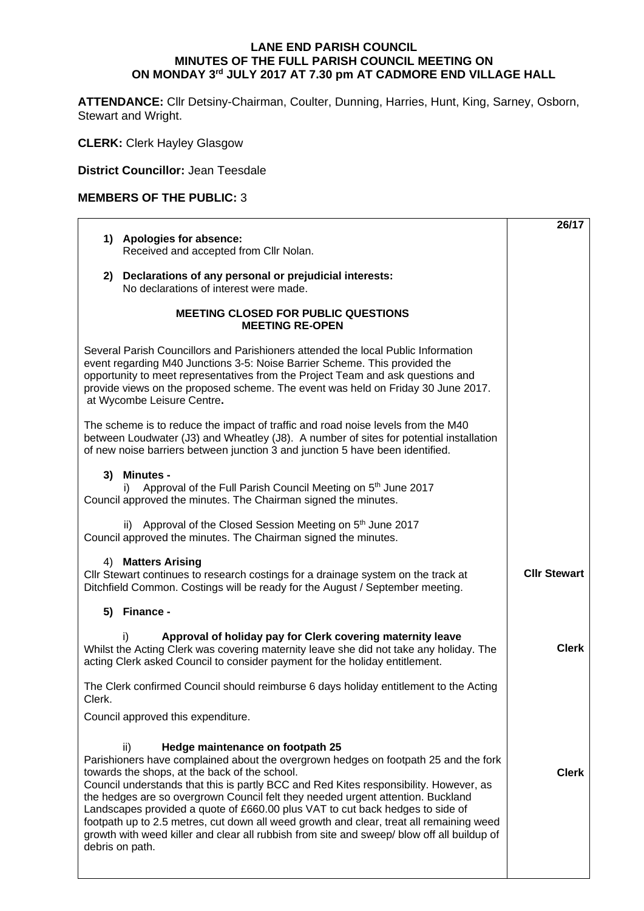**LANE END PARISH COUNCIL**
**MINUTES OF THE FULL PARISH COUNCIL MEETING ON**
**ON MONDAY 3rd JULY 2017 AT 7.30 pm AT CADMORE END VILLAGE HALL**

**ATTENDANCE:** Cllr Detsiny-Chairman, Coulter, Dunning, Harries, Hunt, King, Sarney, Osborn, Stewart and Wright.

**CLERK:** Clerk Hayley Glasgow

**District Councillor:** Jean Teesdale

**MEMBERS OF THE PUBLIC:** 3

| | 26/17 |
|---|---|
| **1) Apologies for absence:**<br>Received and accepted from Cllr Nolan. | |
| **2) Declarations of any personal or prejudicial interests:**<br>No declarations of interest were made. | |
| **MEETING CLOSED FOR PUBLIC QUESTIONS**<br>**MEETING RE-OPEN** | |
| Several Parish Councillors and Parishioners attended the local Public Information event regarding M40 Junctions 3-5: Noise Barrier Scheme. This provided the opportunity to meet representatives from the Project Team and ask questions and provide views on the proposed scheme. The event was held on Friday 30 June 2017. at Wycombe Leisure Centre**.** | |
| The scheme is to reduce the impact of traffic and road noise levels from the M40 between Loudwater (J3) and Wheatley (J8). A number of sites for potential installation of new noise barriers between junction 3 and junction 5 have been identified. | |
| **3) Minutes -**<br>i) Approval of the Full Parish Council Meeting on 5th June 2017<br>Council approved the minutes. The Chairman signed the minutes. | |
| ii) Approval of the Closed Session Meeting on 5th June 2017<br>Council approved the minutes. The Chairman signed the minutes. | |
| 4) **Matters Arising**<br>Cllr Stewart continues to research costings for a drainage system on the track at Ditchfield Common. Costings will be ready for the August / September meeting. | **Cllr Stewart** |
| **5) Finance -** | |
| i) **Approval of holiday pay for Clerk covering maternity leave**<br>Whilst the Acting Clerk was covering maternity leave she did not take any holiday. The acting Clerk asked Council to consider payment for the holiday entitlement.<br><br>The Clerk confirmed Council should reimburse 6 days holiday entitlement to the Acting Clerk.<br><br>Council approved this expenditure. | **Clerk** |
| ii) **Hedge maintenance on footpath 25**<br>Parishioners have complained about the overgrown hedges on footpath 25 and the fork towards the shops, at the back of the school.<br>Council understands that this is partly BCC and Red Kites responsibility. However, as the hedges are so overgrown Council felt they needed urgent attention. Buckland Landscapes provided a quote of £660.00 plus VAT to cut back hedges to side of footpath up to 2.5 metres, cut down all weed growth and clear, treat all remaining weed growth with weed killer and clear all rubbish from site and sweep/ blow off all buildup of debris on path. | **Clerk** |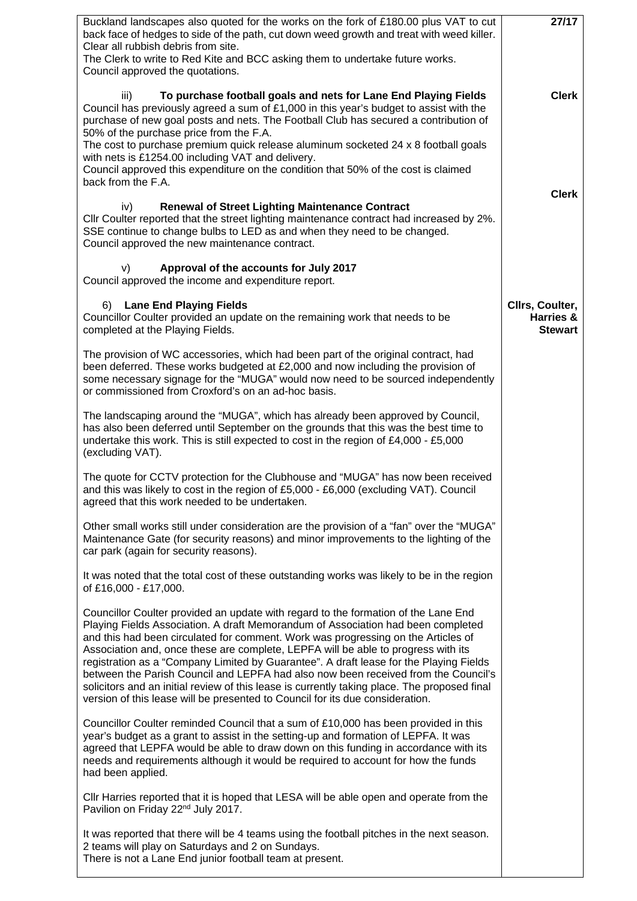| | |
|---|---|
| Buckland landscapes also quoted for the works on the fork of £180.00 plus VAT to cut back face of hedges to side of the path, cut down weed growth and treat with weed killer. Clear all rubbish debris from site.<br>The Clerk to write to Red Kite and BCC asking them to undertake future works.<br>Council approved the quotations. | **27/17** |
| iii) **To purchase football goals and nets for Lane End Playing Fields**<br>Council has previously agreed a sum of £1,000 in this year's budget to assist with the purchase of new goal posts and nets. The Football Club has secured a contribution of 50% of the purchase price from the F.A.<br>The cost to purchase premium quick release aluminum socketed 24 x 8 football goals with nets is £1254.00 including VAT and delivery.<br>Council approved this expenditure on the condition that 50% of the cost is claimed back from the F.A. | **Clerk** |
| iv) **Renewal of Street Lighting Maintenance Contract**<br>Cllr Coulter reported that the street lighting maintenance contract had increased by 2%. SSE continue to change bulbs to LED as and when they need to be changed.<br>Council approved the new maintenance contract. | **Clerk** |
| v) **Approval of the accounts for July 2017**<br>Council approved the income and expenditure report. | |
| 6) **Lane End Playing Fields**<br>Councillor Coulter provided an update on the remaining work that needs to be completed at the Playing Fields.<br><br>The provision of WC accessories, which had been part of the original contract, had been deferred. These works budgeted at £2,000 and now including the provision of some necessary signage for the "MUGA" would now need to be sourced independently or commissioned from Croxford's on an ad-hoc basis.<br><br>The landscaping around the "MUGA", which has already been approved by Council, has also been deferred until September on the grounds that this was the best time to undertake this work. This is still expected to cost in the region of £4,000 - £5,000 (excluding VAT).<br><br>The quote for CCTV protection for the Clubhouse and "MUGA" has now been received and this was likely to cost in the region of £5,000 - £6,000 (excluding VAT). Council agreed that this work needed to be undertaken.<br><br>Other small works still under consideration are the provision of a "fan" over the "MUGA" Maintenance Gate (for security reasons) and minor improvements to the lighting of the car park (again for security reasons).<br><br>It was noted that the total cost of these outstanding works was likely to be in the region of £16,000 - £17,000.<br><br>Councillor Coulter provided an update with regard to the formation of the Lane End Playing Fields Association. A draft Memorandum of Association had been completed and this had been circulated for comment. Work was progressing on the Articles of Association and, once these are complete, LEPFA will be able to progress with its registration as a "Company Limited by Guarantee". A draft lease for the Playing Fields between the Parish Council and LEPFA had also now been received from the Council's solicitors and an initial review of this lease is currently taking place. The proposed final version of this lease will be presented to Council for its due consideration.<br><br>Councillor Coulter reminded Council that a sum of £10,000 has been provided in this year's budget as a grant to assist in the setting-up and formation of LEPFA. It was agreed that LEPFA would be able to draw down on this funding in accordance with its needs and requirements although it would be required to account for how the funds had been applied.<br><br>Cllr Harries reported that it is hoped that LESA will be able open and operate from the Pavilion on Friday 22nd July 2017.<br><br>It was reported that there will be 4 teams using the football pitches in the next season. 2 teams will play on Saturdays and 2 on Sundays.<br>There is not a Lane End junior football team at present. | **Cllrs, Coulter, Harries & Stewart** |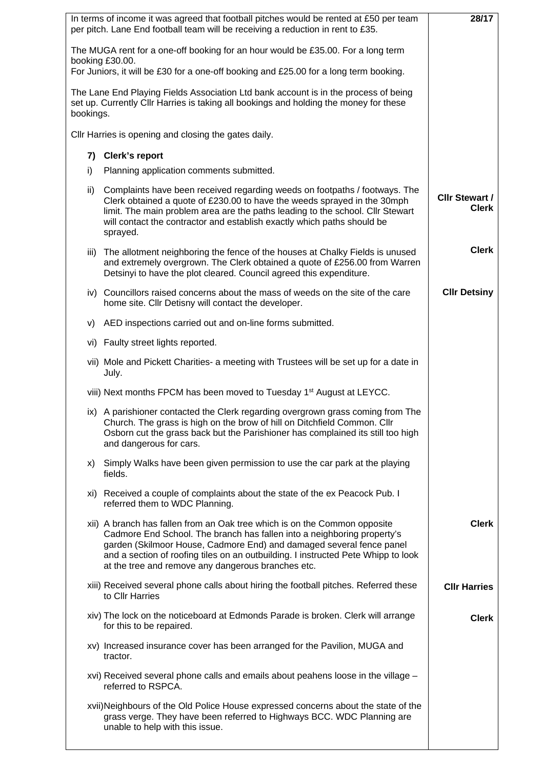| | |
|---|---|
| In terms of income it was agreed that football pitches would be rented at £50 per team per pitch. Lane End football team will be receiving a reduction in rent to £35.<br><br>The MUGA rent for a one-off booking for an hour would be £35.00. For a long term booking £30.00.<br>For Juniors, it will be £30 for a one-off booking and £25.00 for a long term booking.<br><br>The Lane End Playing Fields Association Ltd bank account is in the process of being set up. Currently Cllr Harries is taking all bookings and holding the money for these bookings.<br><br>Cllr Harries is opening and closing the gates daily. | **28/17** |
| **7) Clerk's report** | |
| i) Planning application comments submitted. | |
| ii) Complaints have been received regarding weeds on footpaths / footways. The Clerk obtained a quote of £230.00 to have the weeds sprayed in the 30mph limit. The main problem area are the paths leading to the school. Cllr Stewart will contact the contractor and establish exactly which paths should be sprayed. | **Cllr Stewart / Clerk** |
| iii) The allotment neighboring the fence of the houses at Chalky Fields is unused and extremely overgrown. The Clerk obtained a quote of £256.00 from Warren Detsinyi to have the plot cleared. Council agreed this expenditure. | **Clerk** |
| iv) Councillors raised concerns about the mass of weeds on the site of the care home site. Cllr Detisny will contact the developer. | **Cllr Detsiny** |
| v) AED inspections carried out and on-line forms submitted. | |
| vi) Faulty street lights reported. | |
| vii) Mole and Pickett Charities- a meeting with Trustees will be set up for a date in July. | |
| viii) Next months FPCM has been moved to Tuesday 1st August at LEYCC. | |
| ix) A parishioner contacted the Clerk regarding overgrown grass coming from The Church. The grass is high on the brow of hill on Ditchfield Common. Cllr Osborn cut the grass back but the Parishioner has complained its still too high and dangerous for cars. | |
| x) Simply Walks have been given permission to use the car park at the playing fields. | |
| xi) Received a couple of complaints about the state of the ex Peacock Pub. I referred them to WDC Planning. | |
| xii) A branch has fallen from an Oak tree which is on the Common opposite Cadmore End School. The branch has fallen into a neighboring property's garden (Skilmoor House, Cadmore End) and damaged several fence panel and a section of roofing tiles on an outbuilding. I instructed Pete Whipp to look at the tree and remove any dangerous branches etc. | **Clerk** |
| xiii) Received several phone calls about hiring the football pitches. Referred these to Cllr Harries | **Cllr Harries** |
| xiv) The lock on the noticeboard at Edmonds Parade is broken. Clerk will arrange for this to be repaired. | **Clerk** |
| xv) Increased insurance cover has been arranged for the Pavilion, MUGA and tractor. | |
| xvi) Received several phone calls and emails about peahens loose in the village – referred to RSPCA. | |
| xvii) Neighbours of the Old Police House expressed concerns about the state of the grass verge. They have been referred to Highways BCC. WDC Planning are unable to help with this issue. | |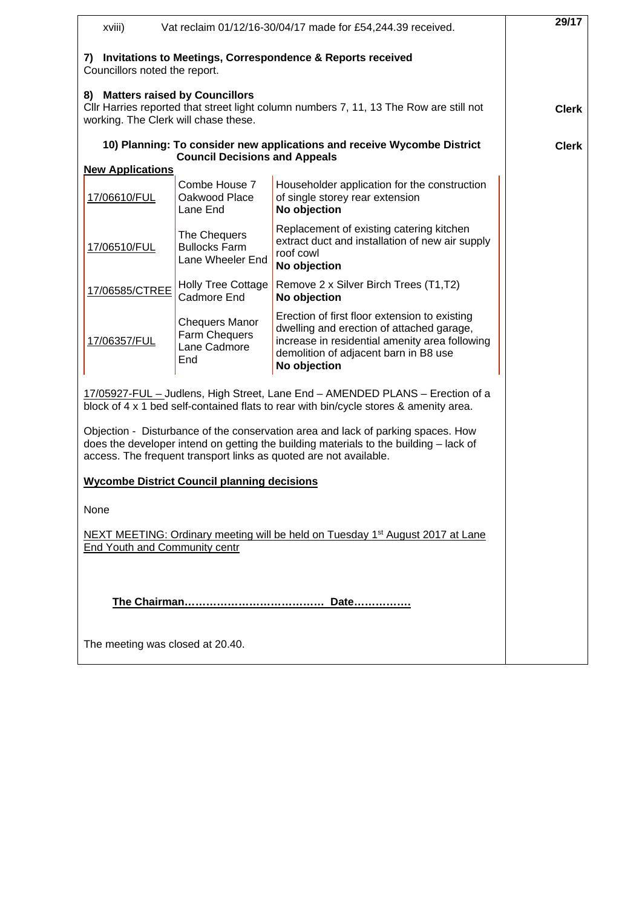xviii) Vat reclaim 01/12/16-30/04/17 made for £54,244.39 received.

**7) Invitations to Meetings, Correspondence & Reports received**

Councillors noted the report.

**8) Matters raised by Councillors**

Cllr Harries reported that street light column numbers 7, 11, 13 The Row are still not working. The Clerk will chase these. **Clerk**

**10) Planning: To consider new applications and receive Wycombe District Council Decisions and Appeals** **Clerk**

**New Applications**

| | | |
|---|---|---|
| 17/06610/FUL | Combe House 7 Oakwood Place Lane End | Householder application for the construction of single storey rear extension **No objection** |
| 17/06510/FUL | The Chequers Bullocks Farm Lane Wheeler End | Replacement of existing catering kitchen extract duct and installation of new air supply roof cowl **No objection** |
| 17/06585/CTREE | Holly Tree Cottage Cadmore End | Remove 2 x Silver Birch Trees (T1,T2) **No objection** |
| 17/06357/FUL | Chequers Manor Farm Chequers Lane Cadmore End | Erection of first floor extension to existing dwelling and erection of attached garage, increase in residential amenity area following demolition of adjacent barn in B8 use **No objection** |

17/05927-FUL – Judlens, High Street, Lane End – AMENDED PLANS – Erection of a block of 4 x 1 bed self-contained flats to rear with bin/cycle stores & amenity area.

Objection - Disturbance of the conservation area and lack of parking spaces. How does the developer intend on getting the building materials to the building – lack of access. The frequent transport links as quoted are not available.

**Wycombe District Council planning decisions**

None

NEXT MEETING: Ordinary meeting will be held on Tuesday 1st August 2017 at Lane End Youth and Community centr

**The Chairman………………………………… Date…………….**

The meeting was closed at 20.40.